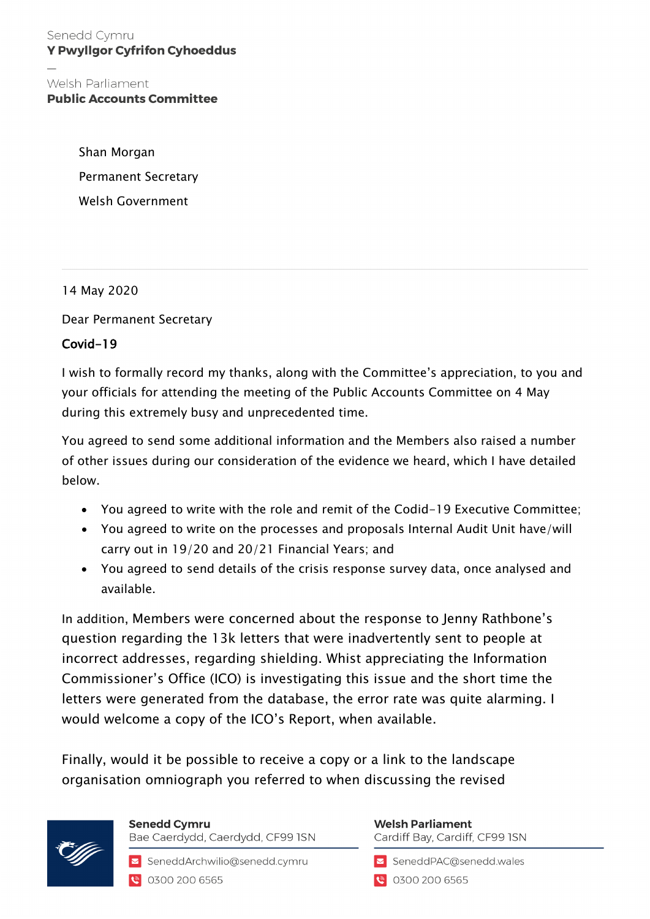Senedd Cymru
**Y Pwyllgor Cyfrifon Cyhoeddus**

—

Welsh Parliament
**Public Accounts Committee**

Shan Morgan

Permanent Secretary

Welsh Government

14 May 2020

Dear Permanent Secretary

**Covid-19**

I wish to formally record my thanks, along with the Committee's appreciation, to you and your officials for attending the meeting of the Public Accounts Committee on 4 May during this extremely busy and unprecedented time.

You agreed to send some additional information and the Members also raised a number of other issues during our consideration of the evidence we heard, which I have detailed below.

- You agreed to write with the role and remit of the Codid-19 Executive Committee;
- You agreed to write on the processes and proposals Internal Audit Unit have/will carry out in 19/20 and 20/21 Financial Years; and
- You agreed to send details of the crisis response survey data, once analysed and available.

In addition, Members were concerned about the response to Jenny Rathbone's question regarding the 13k letters that were inadvertently sent to people at incorrect addresses, regarding shielding. Whist appreciating the Information Commissioner's Office (ICO) is investigating this issue and the short time the letters were generated from the database, the error rate was quite alarming. I would welcome a copy of the ICO's Report, when available.

Finally, would it be possible to receive a copy or a link to the landscape organisation omniograph you referred to when discussing the revised

**Senedd Cymru**
Bae Caerdydd, Caerdydd, CF99 1SN
SeneddArchwilio@senedd.cymru
0300 200 6565

**Welsh Parliament**
Cardiff Bay, Cardiff, CF99 1SN
SeneddPAC@senedd.wales
0300 200 6565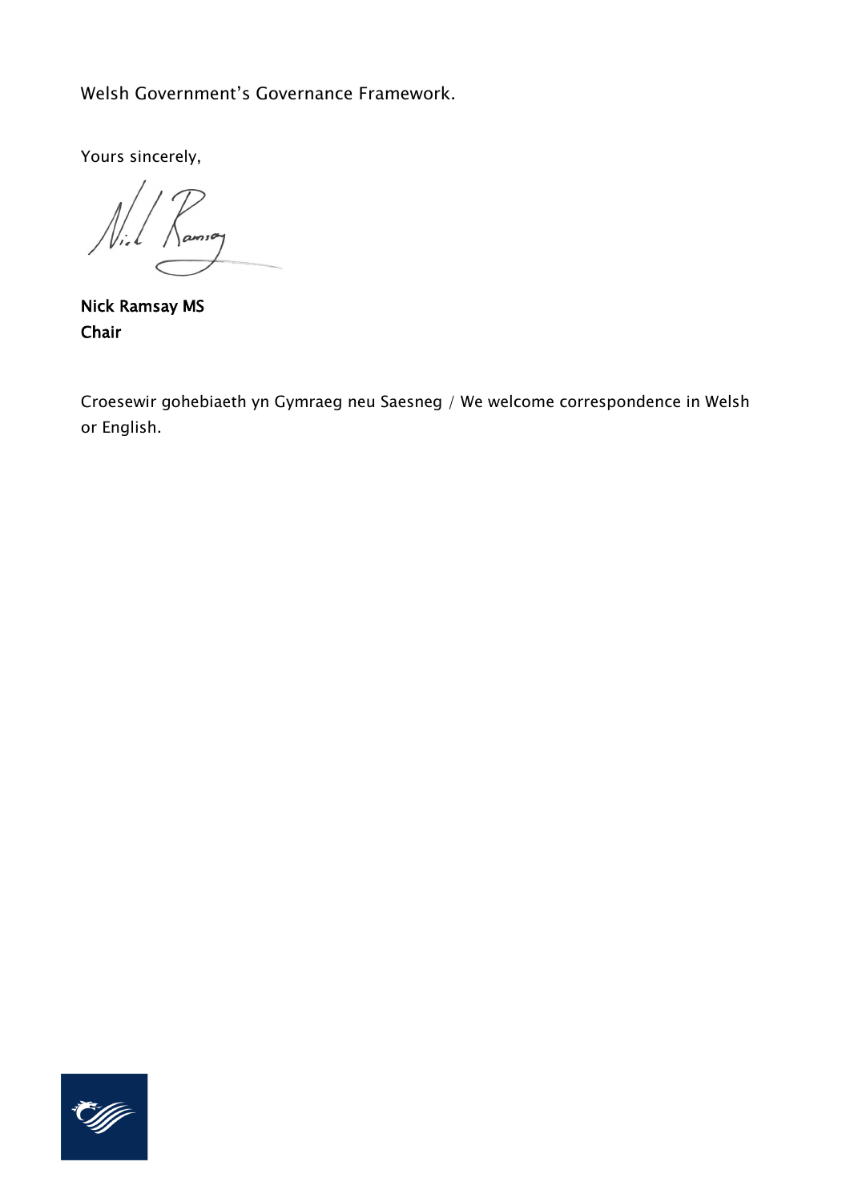Welsh Government's Governance Framework.

Yours sincerely,

**Nick Ramsay MS**
**Chair**

Croesewir gohebiaeth yn Gymraeg neu Saesneg / We welcome correspondence in Welsh or English.